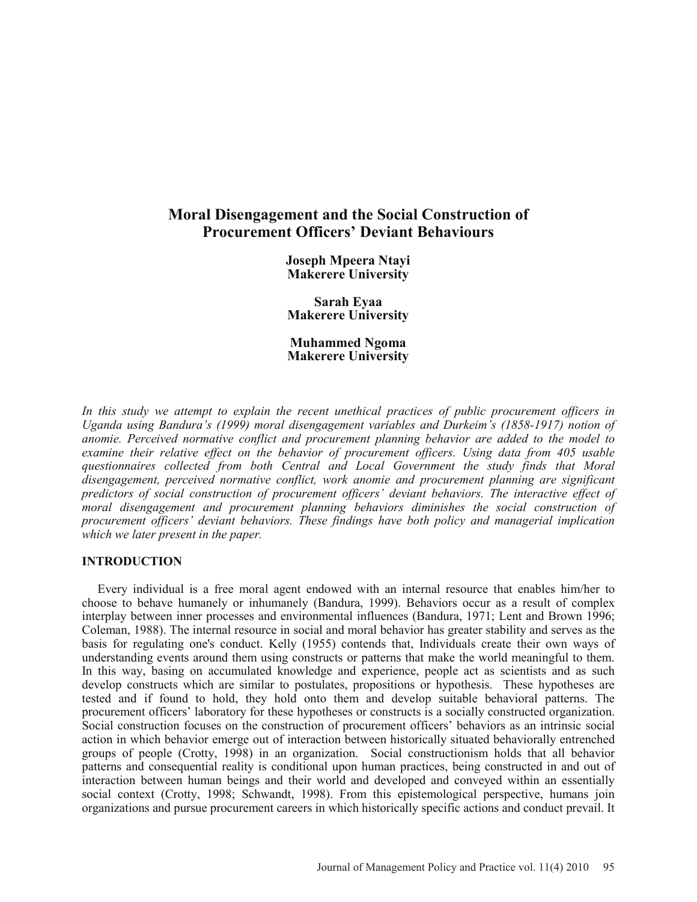# Moral Disengagement and the Social Construction of Procurement Officers' Deviant Behaviours

**Joseph Mpeera Ntayi**
**Makerere University**

**Sarah Eyaa**
**Makerere University**

**Muhammed Ngoma**
**Makerere University**

*In this study we attempt to explain the recent unethical practices of public procurement officers in Uganda using Bandura's (1999) moral disengagement variables and Durkeim's (1858-1917) notion of anomie. Perceived normative conflict and procurement planning behavior are added to the model to examine their relative effect on the behavior of procurement officers. Using data from 405 usable questionnaires collected from both Central and Local Government the study finds that Moral disengagement, perceived normative conflict, work anomie and procurement planning are significant predictors of social construction of procurement officers' deviant behaviors. The interactive effect of moral disengagement and procurement planning behaviors diminishes the social construction of procurement officers' deviant behaviors. These findings have both policy and managerial implication which we later present in the paper.*

## INTRODUCTION

Every individual is a free moral agent endowed with an internal resource that enables him/her to choose to behave humanely or inhumanely (Bandura, 1999). Behaviors occur as a result of complex interplay between inner processes and environmental influences (Bandura, 1971; Lent and Brown 1996; Coleman, 1988). The internal resource in social and moral behavior has greater stability and serves as the basis for regulating one's conduct. Kelly (1955) contends that, Individuals create their own ways of understanding events around them using constructs or patterns that make the world meaningful to them. In this way, basing on accumulated knowledge and experience, people act as scientists and as such develop constructs which are similar to postulates, propositions or hypothesis. These hypotheses are tested and if found to hold, they hold onto them and develop suitable behavioral patterns. The procurement officers' laboratory for these hypotheses or constructs is a socially constructed organization. Social construction focuses on the construction of procurement officers' behaviors as an intrinsic social action in which behavior emerge out of interaction between historically situated behaviorally entrenched groups of people (Crotty, 1998) in an organization. Social constructionism holds that all behavior patterns and consequential reality is conditional upon human practices, being constructed in and out of interaction between human beings and their world and developed and conveyed within an essentially social context (Crotty, 1998; Schwandt, 1998). From this epistemological perspective, humans join organizations and pursue procurement careers in which historically specific actions and conduct prevail. It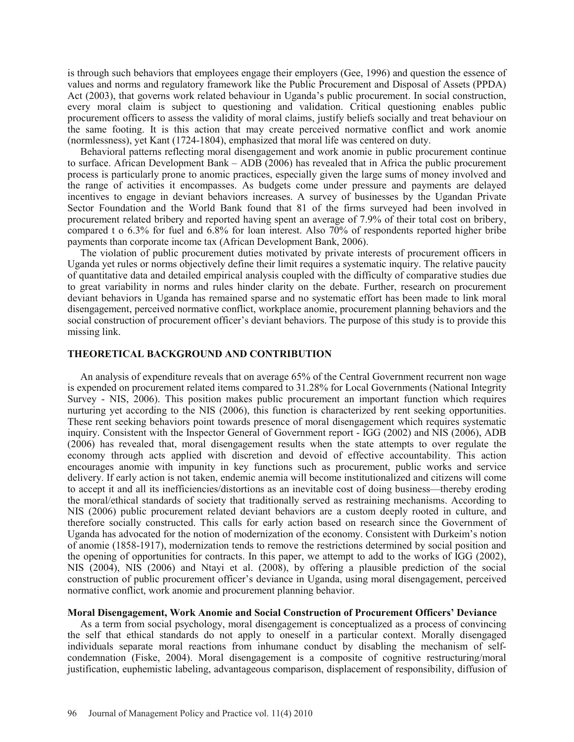is through such behaviors that employees engage their employers (Gee, 1996) and question the essence of values and norms and regulatory framework like the Public Procurement and Disposal of Assets (PPDA) Act (2003), that governs work related behaviour in Uganda's public procurement. In social construction, every moral claim is subject to questioning and validation. Critical questioning enables public procurement officers to assess the validity of moral claims, justify beliefs socially and treat behaviour on the same footing. It is this action that may create perceived normative conflict and work anomie (normlessness), yet Kant (1724-1804), emphasized that moral life was centered on duty.

Behavioral patterns reflecting moral disengagement and work anomie in public procurement continue to surface. African Development Bank – ADB (2006) has revealed that in Africa the public procurement process is particularly prone to anomic practices, especially given the large sums of money involved and the range of activities it encompasses. As budgets come under pressure and payments are delayed incentives to engage in deviant behaviors increases. A survey of businesses by the Ugandan Private Sector Foundation and the World Bank found that 81 of the firms surveyed had been involved in procurement related bribery and reported having spent an average of 7.9% of their total cost on bribery, compared t o 6.3% for fuel and 6.8% for loan interest. Also 70% of respondents reported higher bribe payments than corporate income tax (African Development Bank, 2006).

The violation of public procurement duties motivated by private interests of procurement officers in Uganda yet rules or norms objectively define their limit requires a systematic inquiry. The relative paucity of quantitative data and detailed empirical analysis coupled with the difficulty of comparative studies due to great variability in norms and rules hinder clarity on the debate. Further, research on procurement deviant behaviors in Uganda has remained sparse and no systematic effort has been made to link moral disengagement, perceived normative conflict, workplace anomie, procurement planning behaviors and the social construction of procurement officer's deviant behaviors. The purpose of this study is to provide this missing link.

## THEORETICAL BACKGROUND AND CONTRIBUTION

An analysis of expenditure reveals that on average 65% of the Central Government recurrent non wage is expended on procurement related items compared to 31.28% for Local Governments (National Integrity Survey - NIS, 2006). This position makes public procurement an important function which requires nurturing yet according to the NIS (2006), this function is characterized by rent seeking opportunities. These rent seeking behaviors point towards presence of moral disengagement which requires systematic inquiry. Consistent with the Inspector General of Government report - IGG (2002) and NIS (2006), ADB (2006) has revealed that, moral disengagement results when the state attempts to over regulate the economy through acts applied with discretion and devoid of effective accountability. This action encourages anomie with impunity in key functions such as procurement, public works and service delivery. If early action is not taken, endemic anemia will become institutionalized and citizens will come to accept it and all its inefficiencies/distortions as an inevitable cost of doing business—thereby eroding the moral/ethical standards of society that traditionally served as restraining mechanisms. According to NIS (2006) public procurement related deviant behaviors are a custom deeply rooted in culture, and therefore socially constructed. This calls for early action based on research since the Government of Uganda has advocated for the notion of modernization of the economy. Consistent with Durkeim's notion of anomie (1858-1917), modernization tends to remove the restrictions determined by social position and the opening of opportunities for contracts. In this paper, we attempt to add to the works of IGG (2002), NIS (2004), NIS (2006) and Ntayi et al. (2008), by offering a plausible prediction of the social construction of public procurement officer's deviance in Uganda, using moral disengagement, perceived normative conflict, work anomie and procurement planning behavior.

### Moral Disengagement, Work Anomie and Social Construction of Procurement Officers' Deviance

As a term from social psychology, moral disengagement is conceptualized as a process of convincing the self that ethical standards do not apply to oneself in a particular context. Morally disengaged individuals separate moral reactions from inhumane conduct by disabling the mechanism of self-condemnation (Fiske, 2004). Moral disengagement is a composite of cognitive restructuring/moral justification, euphemistic labeling, advantageous comparison, displacement of responsibility, diffusion of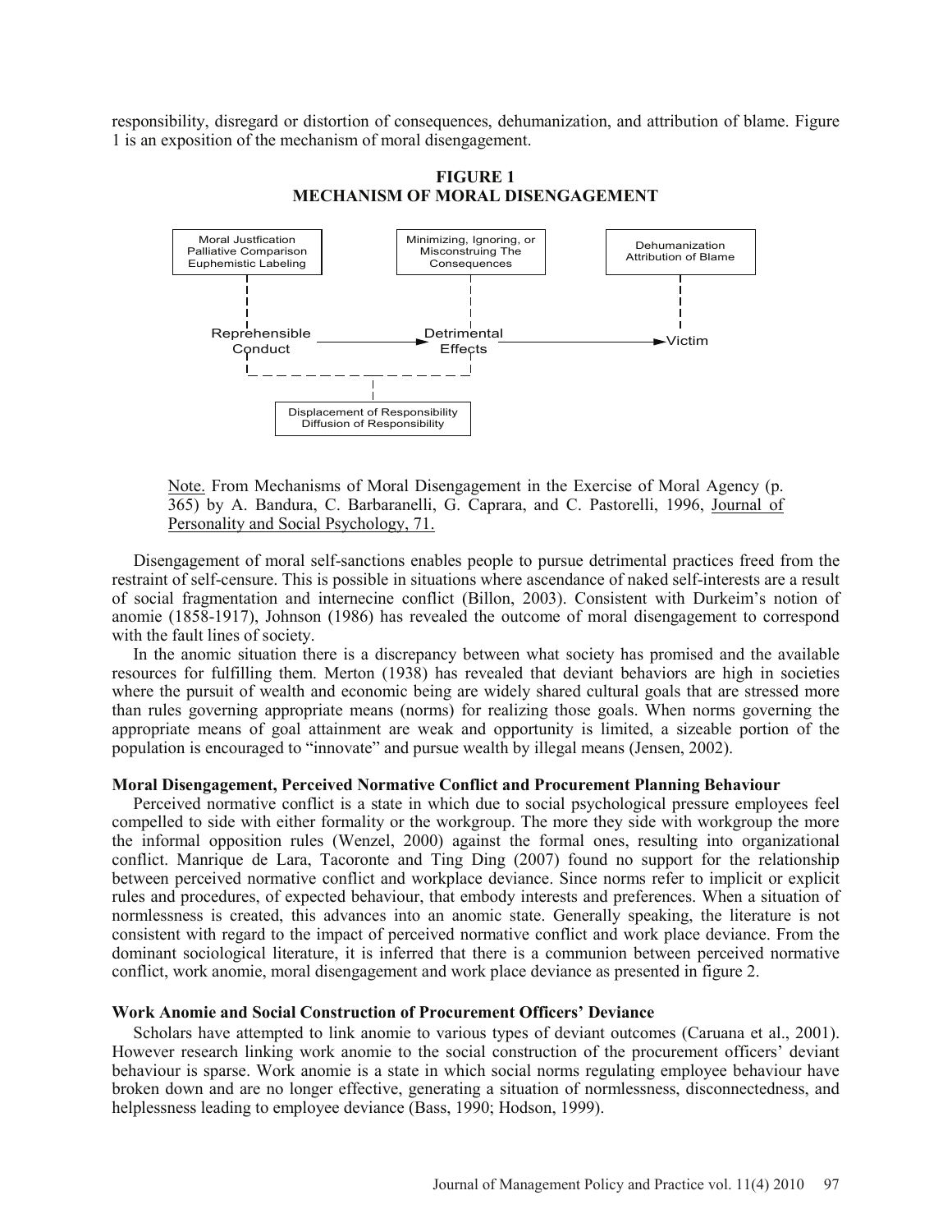responsibility, disregard or distortion of consequences, dehumanization, and attribution of blame. Figure 1 is an exposition of the mechanism of moral disengagement.

**FIGURE 1**
**MECHANISM OF MORAL DISENGAGEMENT**

Moral Justfication
Palliative Comparison
Euphemistic Labeling

Minimizing, Ignoring, or Misconstruing The Consequences

Dehumanization
Attribution of Blame

Reprehensible Conduct → Detrimental Effects → Victim

Displacement of Responsibility
Diffusion of Responsibility

Note. From Mechanisms of Moral Disengagement in the Exercise of Moral Agency (p. 365) by A. Bandura, C. Barbaranelli, G. Caprara, and C. Pastorelli, 1996, Journal of Personality and Social Psychology, 71.

Disengagement of moral self-sanctions enables people to pursue detrimental practices freed from the restraint of self-censure. This is possible in situations where ascendance of naked self-interests are a result of social fragmentation and internecine conflict (Billon, 2003). Consistent with Durkeim's notion of anomie (1858-1917), Johnson (1986) has revealed the outcome of moral disengagement to correspond with the fault lines of society.

In the anomic situation there is a discrepancy between what society has promised and the available resources for fulfilling them. Merton (1938) has revealed that deviant behaviors are high in societies where the pursuit of wealth and economic being are widely shared cultural goals that are stressed more than rules governing appropriate means (norms) for realizing those goals. When norms governing the appropriate means of goal attainment are weak and opportunity is limited, a sizeable portion of the population is encouraged to "innovate" and pursue wealth by illegal means (Jensen, 2002).

### Moral Disengagement, Perceived Normative Conflict and Procurement Planning Behaviour

Perceived normative conflict is a state in which due to social psychological pressure employees feel compelled to side with either formality or the workgroup. The more they side with workgroup the more the informal opposition rules (Wenzel, 2000) against the formal ones, resulting into organizational conflict. Manrique de Lara, Tacoronte and Ting Ding (2007) found no support for the relationship between perceived normative conflict and workplace deviance. Since norms refer to implicit or explicit rules and procedures, of expected behaviour, that embody interests and preferences. When a situation of normlessness is created, this advances into an anomic state. Generally speaking, the literature is not consistent with regard to the impact of perceived normative conflict and work place deviance. From the dominant sociological literature, it is inferred that there is a communion between perceived normative conflict, work anomie, moral disengagement and work place deviance as presented in figure 2.

### Work Anomie and Social Construction of Procurement Officers' Deviance

Scholars have attempted to link anomie to various types of deviant outcomes (Caruana et al., 2001). However research linking work anomie to the social construction of the procurement officers' deviant behaviour is sparse. Work anomie is a state in which social norms regulating employee behaviour have broken down and are no longer effective, generating a situation of normlessness, disconnectedness, and helplessness leading to employee deviance (Bass, 1990; Hodson, 1999).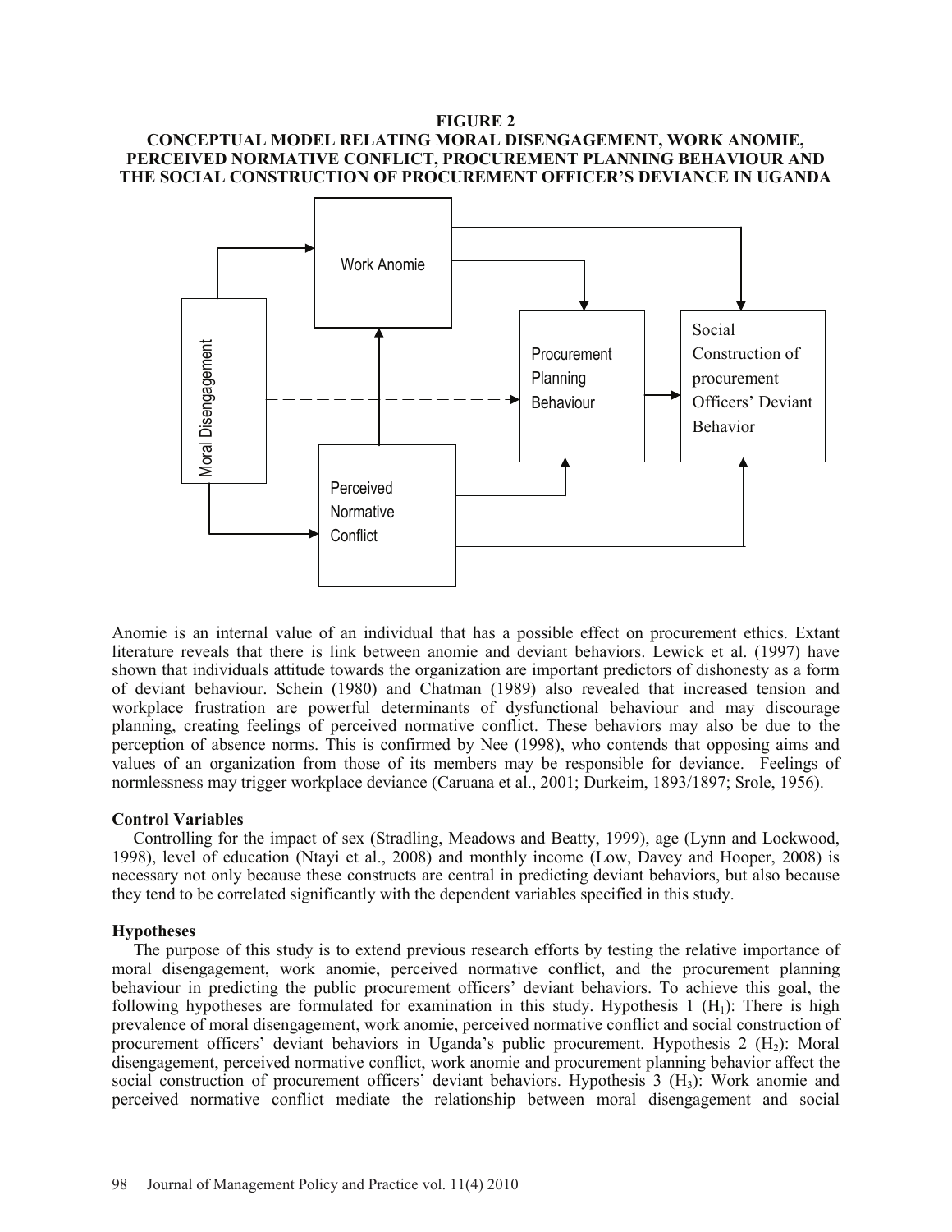**FIGURE 2**
**CONCEPTUAL MODEL RELATING MORAL DISENGAGEMENT, WORK ANOMIE, PERCEIVED NORMATIVE CONFLICT, PROCUREMENT PLANNING BEHAVIOUR AND THE SOCIAL CONSTRUCTION OF PROCUREMENT OFFICER'S DEVIANCE IN UGANDA**

Anomie is an internal value of an individual that has a possible effect on procurement ethics. Extant literature reveals that there is link between anomie and deviant behaviors. Lewick et al. (1997) have shown that individuals attitude towards the organization are important predictors of dishonesty as a form of deviant behaviour. Schein (1980) and Chatman (1989) also revealed that increased tension and workplace frustration are powerful determinants of dysfunctional behaviour and may discourage planning, creating feelings of perceived normative conflict. These behaviors may also be due to the perception of absence norms. This is confirmed by Nee (1998), who contends that opposing aims and values of an organization from those of its members may be responsible for deviance. Feelings of normlessness may trigger workplace deviance (Caruana et al., 2001; Durkeim, 1893/1897; Srole, 1956).

### Control Variables

Controlling for the impact of sex (Stradling, Meadows and Beatty, 1999), age (Lynn and Lockwood, 1998), level of education (Ntayi et al., 2008) and monthly income (Low, Davey and Hooper, 2008) is necessary not only because these constructs are central in predicting deviant behaviors, but also because they tend to be correlated significantly with the dependent variables specified in this study.

### Hypotheses

The purpose of this study is to extend previous research efforts by testing the relative importance of moral disengagement, work anomie, perceived normative conflict, and the procurement planning behaviour in predicting the public procurement officers' deviant behaviors. To achieve this goal, the following hypotheses are formulated for examination in this study. Hypothesis 1 ($H_1$): There is high prevalence of moral disengagement, work anomie, perceived normative conflict and social construction of procurement officers' deviant behaviors in Uganda's public procurement. Hypothesis 2 ($H_2$): Moral disengagement, perceived normative conflict, work anomie and procurement planning behavior affect the social construction of procurement officers' deviant behaviors. Hypothesis 3 ($H_3$): Work anomie and perceived normative conflict mediate the relationship between moral disengagement and social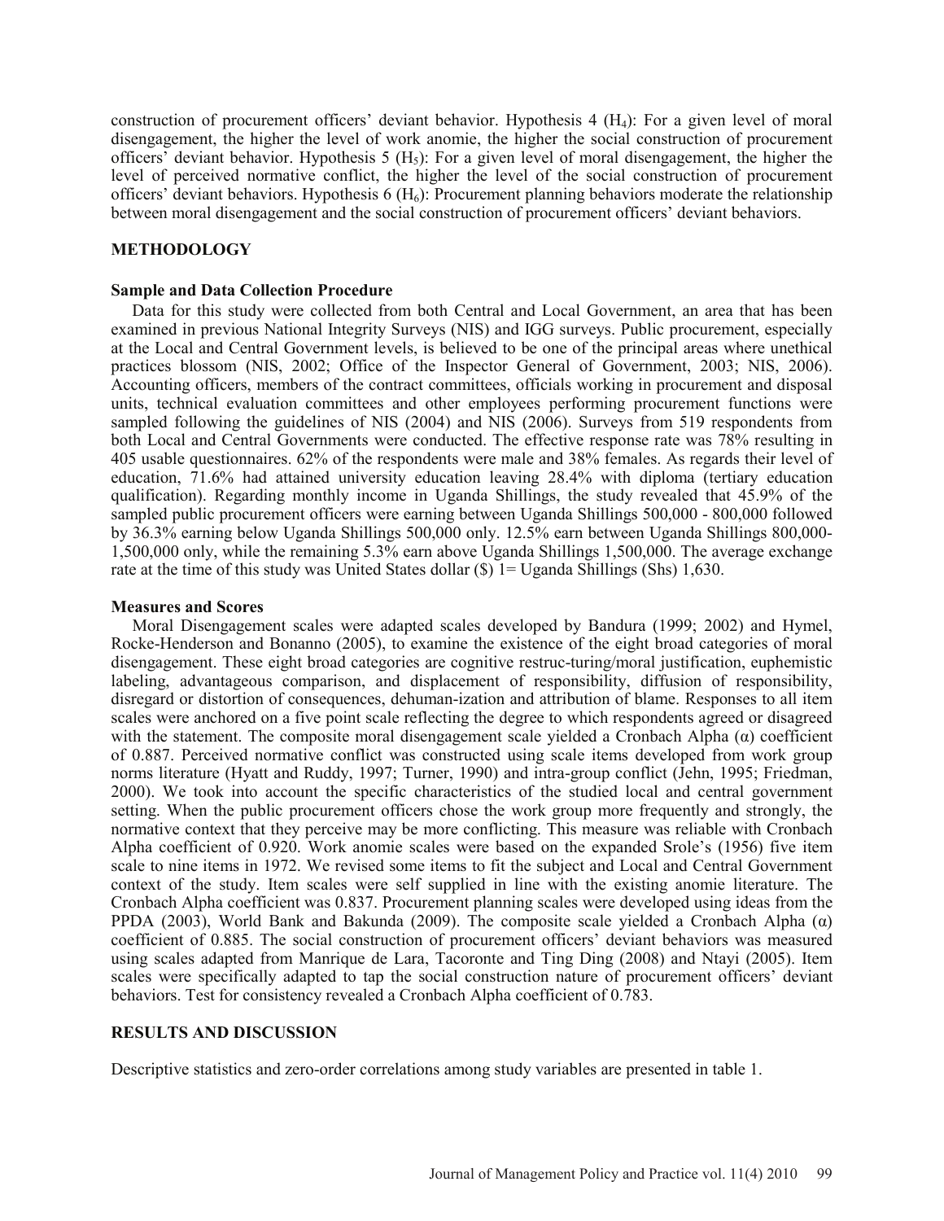construction of procurement officers' deviant behavior. Hypothesis 4 ($H_4$): For a given level of moral disengagement, the higher the level of work anomie, the higher the social construction of procurement officers' deviant behavior. Hypothesis 5 ($H_5$): For a given level of moral disengagement, the higher the level of perceived normative conflict, the higher the level of the social construction of procurement officers' deviant behaviors. Hypothesis 6 ($H_6$): Procurement planning behaviors moderate the relationship between moral disengagement and the social construction of procurement officers' deviant behaviors.

## METHODOLOGY

### Sample and Data Collection Procedure

Data for this study were collected from both Central and Local Government, an area that has been examined in previous National Integrity Surveys (NIS) and IGG surveys. Public procurement, especially at the Local and Central Government levels, is believed to be one of the principal areas where unethical practices blossom (NIS, 2002; Office of the Inspector General of Government, 2003; NIS, 2006). Accounting officers, members of the contract committees, officials working in procurement and disposal units, technical evaluation committees and other employees performing procurement functions were sampled following the guidelines of NIS (2004) and NIS (2006). Surveys from 519 respondents from both Local and Central Governments were conducted. The effective response rate was 78% resulting in 405 usable questionnaires. 62% of the respondents were male and 38% females. As regards their level of education, 71.6% had attained university education leaving 28.4% with diploma (tertiary education qualification). Regarding monthly income in Uganda Shillings, the study revealed that 45.9% of the sampled public procurement officers were earning between Uganda Shillings 500,000 - 800,000 followed by 36.3% earning below Uganda Shillings 500,000 only. 12.5% earn between Uganda Shillings 800,000-1,500,000 only, while the remaining 5.3% earn above Uganda Shillings 1,500,000. The average exchange rate at the time of this study was United States dollar ($) 1= Uganda Shillings (Shs) 1,630.

### Measures and Scores

Moral Disengagement scales were adapted scales developed by Bandura (1999; 2002) and Hymel, Rocke-Henderson and Bonanno (2005), to examine the existence of the eight broad categories of moral disengagement. These eight broad categories are cognitive restruc-turing/moral justification, euphemistic labeling, advantageous comparison, and displacement of responsibility, diffusion of responsibility, disregard or distortion of consequences, dehuman-ization and attribution of blame. Responses to all item scales were anchored on a five point scale reflecting the degree to which respondents agreed or disagreed with the statement. The composite moral disengagement scale yielded a Cronbach Alpha ($\alpha$) coefficient of 0.887. Perceived normative conflict was constructed using scale items developed from work group norms literature (Hyatt and Ruddy, 1997; Turner, 1990) and intra-group conflict (Jehn, 1995; Friedman, 2000). We took into account the specific characteristics of the studied local and central government setting. When the public procurement officers chose the work group more frequently and strongly, the normative context that they perceive may be more conflicting. This measure was reliable with Cronbach Alpha coefficient of 0.920. Work anomie scales were based on the expanded Srole's (1956) five item scale to nine items in 1972. We revised some items to fit the subject and Local and Central Government context of the study. Item scales were self supplied in line with the existing anomie literature. The Cronbach Alpha coefficient was 0.837. Procurement planning scales were developed using ideas from the PPDA (2003), World Bank and Bakunda (2009). The composite scale yielded a Cronbach Alpha ($\alpha$) coefficient of 0.885. The social construction of procurement officers' deviant behaviors was measured using scales adapted from Manrique de Lara, Tacoronte and Ting Ding (2008) and Ntayi (2005). Item scales were specifically adapted to tap the social construction nature of procurement officers' deviant behaviors. Test for consistency revealed a Cronbach Alpha coefficient of 0.783.

## RESULTS AND DISCUSSION

Descriptive statistics and zero-order correlations among study variables are presented in table 1.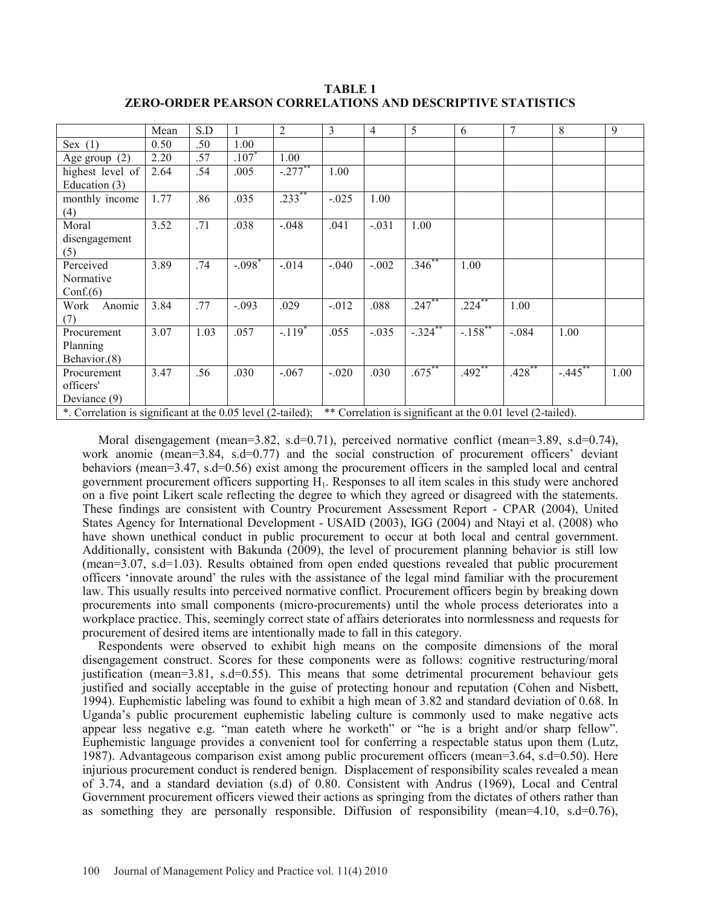**TABLE 1**
**ZERO-ORDER PEARSON CORRELATIONS AND DESCRIPTIVE STATISTICS**

| | Mean | S.D | 1 | 2 | 3 | 4 | 5 | 6 | 7 | 8 | 9 |
|---|---|---|---|---|---|---|---|---|---|---|---|
| Sex (1) | 0.50 | .50 | 1.00 | | | | | | | | |
| Age group (2) | 2.20 | .57 | .107* | 1.00 | | | | | | | |
| highest level of Education (3) | 2.64 | .54 | .005 | -.277** | 1.00 | | | | | | |
| monthly income (4) | 1.77 | .86 | .035 | .233** | -.025 | 1.00 | | | | | |
| Moral disengagement (5) | 3.52 | .71 | .038 | -.048 | .041 | -.031 | 1.00 | | | | |
| Perceived Normative Conf.(6) | 3.89 | .74 | -.098* | -.014 | -.040 | -.002 | .346** | 1.00 | | | |
| Work Anomie (7) | 3.84 | .77 | -.093 | .029 | -.012 | .088 | .247** | .224** | 1.00 | | |
| Procurement Planning Behavior.(8) | 3.07 | 1.03 | .057 | -.119* | .055 | -.035 | -.324** | -.158** | -.084 | 1.00 | |
| Procurement officers' Deviance (9) | 3.47 | .56 | .030 | -.067 | -.020 | .030 | .675** | .492** | .428** | -.445** | 1.00 |

*. Correlation is significant at the 0.05 level (2-tailed); ** Correlation is significant at the 0.01 level (2-tailed).

Moral disengagement (mean=3.82, s.d=0.71), perceived normative conflict (mean=3.89, s.d=0.74), work anomie (mean=3.84, s.d=0.77) and the social construction of procurement officers' deviant behaviors (mean=3.47, s.d=0.56) exist among the procurement officers in the sampled local and central government procurement officers supporting $H_1$. Responses to all item scales in this study were anchored on a five point Likert scale reflecting the degree to which they agreed or disagreed with the statements. These findings are consistent with Country Procurement Assessment Report - CPAR (2004), United States Agency for International Development - USAID (2003), IGG (2004) and Ntayi et al. (2008) who have shown unethical conduct in public procurement to occur at both local and central government. Additionally, consistent with Bakunda (2009), the level of procurement planning behavior is still low (mean=3.07, s.d=1.03). Results obtained from open ended questions revealed that public procurement officers 'innovate around' the rules with the assistance of the legal mind familiar with the procurement law. This usually results into perceived normative conflict. Procurement officers begin by breaking down procurements into small components (micro-procurements) until the whole process deteriorates into a workplace practice. This, seemingly correct state of affairs deteriorates into normlessness and requests for procurement of desired items are intentionally made to fall in this category.

Respondents were observed to exhibit high means on the composite dimensions of the moral disengagement construct. Scores for these components were as follows: cognitive restructuring/moral justification (mean=3.81, s.d=0.55). This means that some detrimental procurement behaviour gets justified and socially acceptable in the guise of protecting honour and reputation (Cohen and Nisbett, 1994). Euphemistic labeling was found to exhibit a high mean of 3.82 and standard deviation of 0.68. In Uganda's public procurement euphemistic labeling culture is commonly used to make negative acts appear less negative e.g. "man eateth where he worketh" or "he is a bright and/or sharp fellow". Euphemistic language provides a convenient tool for conferring a respectable status upon them (Lutz, 1987). Advantageous comparison exist among public procurement officers (mean=3.64, s.d=0.50). Here injurious procurement conduct is rendered benign. Displacement of responsibility scales revealed a mean of 3.74, and a standard deviation (s.d) of 0.80. Consistent with Andrus (1969), Local and Central Government procurement officers viewed their actions as springing from the dictates of others rather than as something they are personally responsible. Diffusion of responsibility (mean=4.10, s.d=0.76),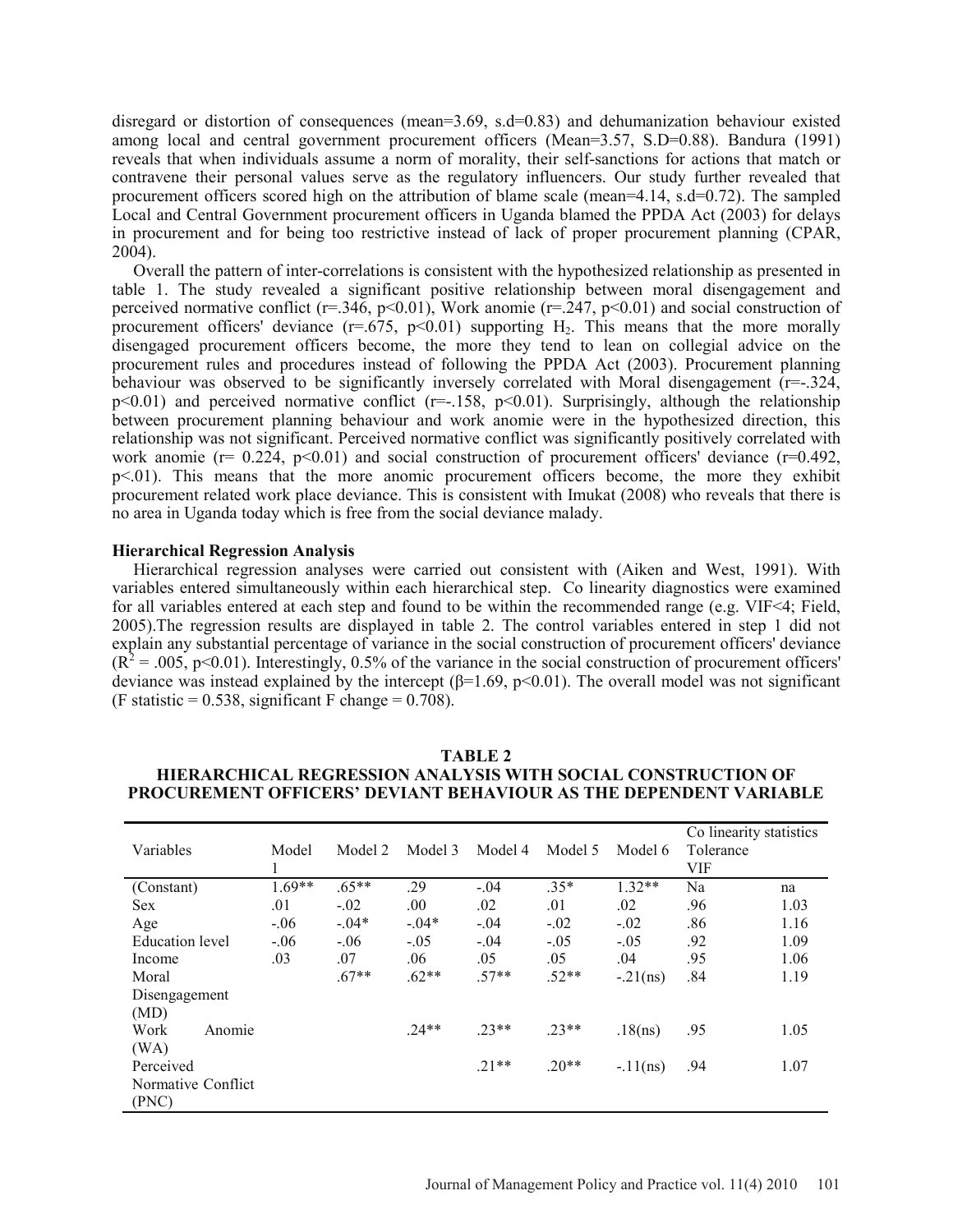disregard or distortion of consequences (mean=3.69, s.d=0.83) and dehumanization behaviour existed among local and central government procurement officers (Mean=3.57, S.D=0.88). Bandura (1991) reveals that when individuals assume a norm of morality, their self-sanctions for actions that match or contravene their personal values serve as the regulatory influencers. Our study further revealed that procurement officers scored high on the attribution of blame scale (mean=4.14, s.d=0.72). The sampled Local and Central Government procurement officers in Uganda blamed the PPDA Act (2003) for delays in procurement and for being too restrictive instead of lack of proper procurement planning (CPAR, 2004).

Overall the pattern of inter-correlations is consistent with the hypothesized relationship as presented in table 1. The study revealed a significant positive relationship between moral disengagement and perceived normative conflict (r=.346, $p<0.01$), Work anomie (r=.247, $p<0.01$) and social construction of procurement officers' deviance (r=.675, $p<0.01$) supporting $H_2$. This means that the more morally disengaged procurement officers become, the more they tend to lean on collegial advice on the procurement rules and procedures instead of following the PPDA Act (2003). Procurement planning behaviour was observed to be significantly inversely correlated with Moral disengagement (r=-.324, $p<0.01$) and perceived normative conflict (r=-.158, $p<0.01$). Surprisingly, although the relationship between procurement planning behaviour and work anomie were in the hypothesized direction, this relationship was not significant. Perceived normative conflict was significantly positively correlated with work anomie (r= 0.224, $p<0.01$) and social construction of procurement officers' deviance (r=0.492, $p<.01$). This means that the more anomic procurement officers become, the more they exhibit procurement related work place deviance. This is consistent with Imukat (2008) who reveals that there is no area in Uganda today which is free from the social deviance malady.

### Hierarchical Regression Analysis

Hierarchical regression analyses were carried out consistent with (Aiken and West, 1991). With variables entered simultaneously within each hierarchical step. Co linearity diagnostics were examined for all variables entered at each step and found to be within the recommended range (e.g. VIF<4; Field, 2005).The regression results are displayed in table 2. The control variables entered in step 1 did not explain any substantial percentage of variance in the social construction of procurement officers' deviance ($R^2$ = .005, $p<0.01$). Interestingly, 0.5% of the variance in the social construction of procurement officers' deviance was instead explained by the intercept (β=1.69, $p<0.01$). The overall model was not significant (F statistic = 0.538, significant F change = 0.708).

**TABLE 2**
**HIERARCHICAL REGRESSION ANALYSIS WITH SOCIAL CONSTRUCTION OF PROCUREMENT OFFICERS' DEVIANT BEHAVIOUR AS THE DEPENDENT VARIABLE**

| Variables | Model 1 | Model 2 | Model 3 | Model 4 | Model 5 | Model 6 | Co linearity statistics Tolerance | VIF |
|---|---|---|---|---|---|---|---|---|
| (Constant) | 1.69** | .65** | .29 | -.04 | .35* | 1.32** | Na | na |
| Sex | .01 | -.02 | .00 | .02 | .01 | .02 | .96 | 1.03 |
| Age | -.06 | -.04* | -.04* | -.04 | -.02 | -.02 | .86 | 1.16 |
| Education level | -.06 | -.06 | -.05 | -.04 | -.05 | -.05 | .92 | 1.09 |
| Income | .03 | .07 | .06 | .05 | .05 | .04 | .95 | 1.06 |
| Moral Disengagement (MD) | | .67** | .62** | .57** | .52** | -.21(ns) | .84 | 1.19 |
| Work Anomie (WA) | | | .24** | .23** | .23** | .18(ns) | .95 | 1.05 |
| Perceived Normative Conflict (PNC) | | | | .21** | .20** | -.11(ns) | .94 | 1.07 |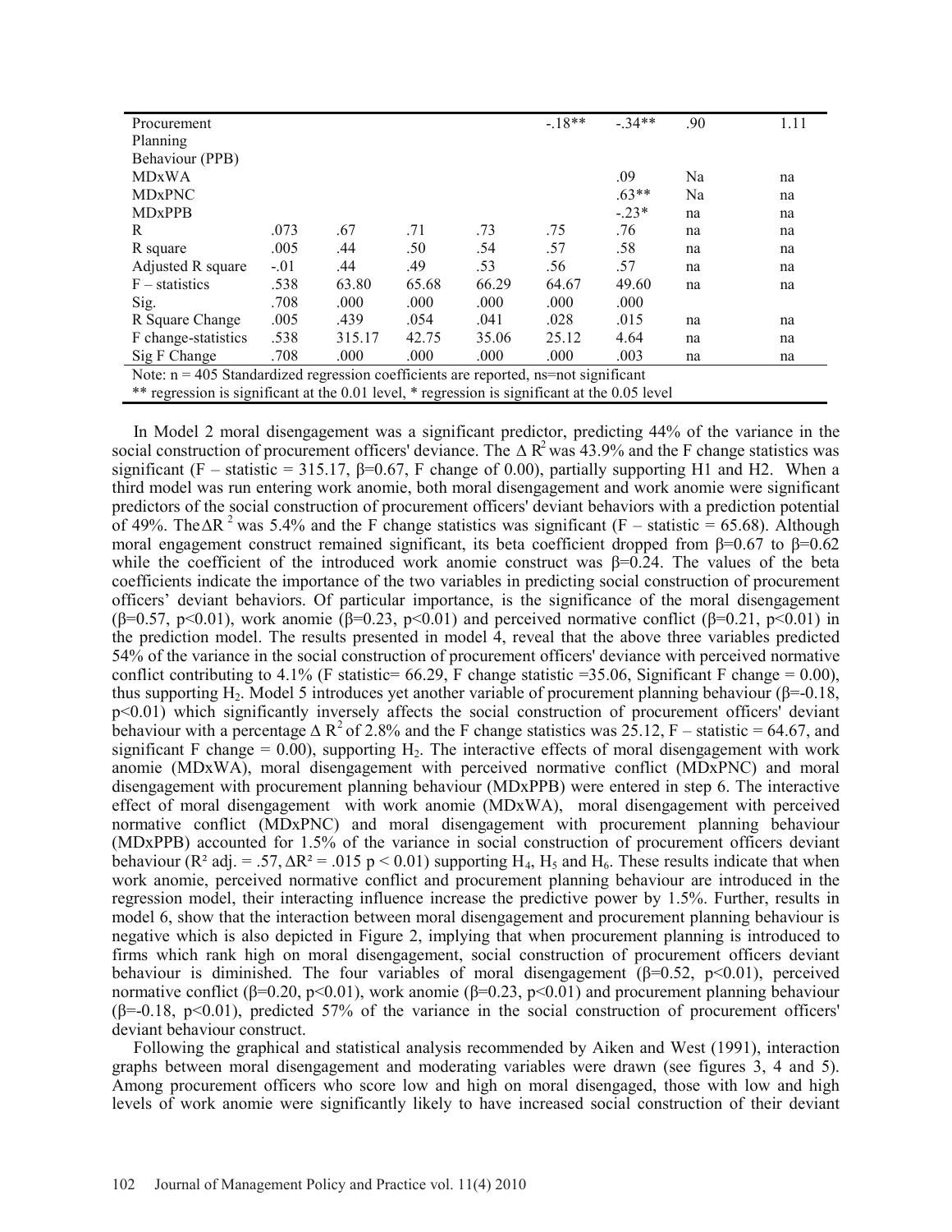| Procurement Planning Behaviour (PPB) | | | | | -.18** | -.34** | .90 | 1.11 |
|---|---|---|---|---|---|---|---|---|
| MDxWA | | | | | | .09 | Na | na |
| MDxPNC | | | | | | .63** | Na | na |
| MDxPPB | | | | | | -.23* | na | na |
| R | .073 | .67 | .71 | .73 | .75 | .76 | na | na |
| R square | .005 | .44 | .50 | .54 | .57 | .58 | na | na |
| Adjusted R square | -.01 | .44 | .49 | .53 | .56 | .57 | na | na |
| F – statistics | .538 | 63.80 | 65.68 | 66.29 | 64.67 | 49.60 | na | na |
| Sig. | .708 | .000 | .000 | .000 | .000 | .000 | | |
| R Square Change | .005 | .439 | .054 | .041 | .028 | .015 | na | na |
| F change-statistics | .538 | 315.17 | 42.75 | 35.06 | 25.12 | 4.64 | na | na |
| Sig F Change | .708 | .000 | .000 | .000 | .000 | .003 | na | na |

Note: n = 405 Standardized regression coefficients are reported, ns=not significant
** regression is significant at the 0.01 level, * regression is significant at the 0.05 level

In Model 2 moral disengagement was a significant predictor, predicting 44% of the variance in the social construction of procurement officers' deviance. The $\Delta R^2$ was 43.9% and the F change statistics was significant (F – statistic = 315.17, β=0.67, F change of 0.00), partially supporting H1 and H2. When a third model was run entering work anomie, both moral disengagement and work anomie were significant predictors of the social construction of procurement officers' deviant behaviors with a prediction potential of 49%. The $\Delta R^2$ was 5.4% and the F change statistics was significant (F – statistic = 65.68). Although moral engagement construct remained significant, its beta coefficient dropped from β=0.67 to β=0.62 while the coefficient of the introduced work anomie construct was β=0.24. The values of the beta coefficients indicate the importance of the two variables in predicting social construction of procurement officers' deviant behaviors. Of particular importance, is the significance of the moral disengagement (β=0.57, p<0.01), work anomie (β=0.23, p<0.01) and perceived normative conflict (β=0.21, p<0.01) in the prediction model. The results presented in model 4, reveal that the above three variables predicted 54% of the variance in the social construction of procurement officers' deviance with perceived normative conflict contributing to 4.1% (F statistic= 66.29, F change statistic =35.06, Significant F change = 0.00), thus supporting $H_2$. Model 5 introduces yet another variable of procurement planning behaviour (β=-0.18, p<0.01) which significantly inversely affects the social construction of procurement officers' deviant behaviour with a percentage $\Delta R^2$ of 2.8% and the F change statistics was 25.12, F – statistic = 64.67, and significant F change = 0.00), supporting $H_2$. The interactive effects of moral disengagement with work anomie (MDxWA), moral disengagement with perceived normative conflict (MDxPNC) and moral disengagement with procurement planning behaviour (MDxPPB) were entered in step 6. The interactive effect of moral disengagement with work anomie (MDxWA), moral disengagement with perceived normative conflict (MDxPNC) and moral disengagement with procurement planning behaviour (MDxPPB) accounted for 1.5% of the variance in social construction of procurement officers deviant behaviour ($R^2$ adj. = .57, $\Delta R^2$ = .015 $p < 0.01$) supporting $H_4$, $H_5$ and $H_6$. These results indicate that when work anomie, perceived normative conflict and procurement planning behaviour are introduced in the regression model, their interacting influence increase the predictive power by 1.5%. Further, results in model 6, show that the interaction between moral disengagement and procurement planning behaviour is negative which is also depicted in Figure 2, implying that when procurement planning is introduced to firms which rank high on moral disengagement, social construction of procurement officers deviant behaviour is diminished. The four variables of moral disengagement (β=0.52, p<0.01), perceived normative conflict (β=0.20, p<0.01), work anomie (β=0.23, p<0.01) and procurement planning behaviour (β=-0.18, p<0.01), predicted 57% of the variance in the social construction of procurement officers' deviant behaviour construct.

Following the graphical and statistical analysis recommended by Aiken and West (1991), interaction graphs between moral disengagement and moderating variables were drawn (see figures 3, 4 and 5). Among procurement officers who score low and high on moral disengaged, those with low and high levels of work anomie were significantly likely to have increased social construction of their deviant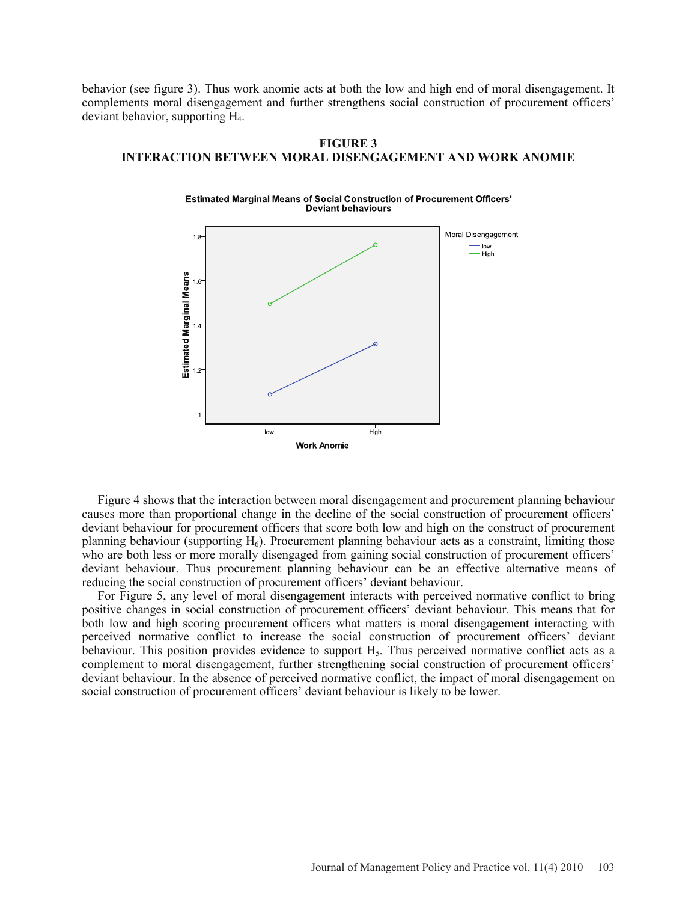behavior (see figure 3). Thus work anomie acts at both the low and high end of moral disengagement. It complements moral disengagement and further strengthens social construction of procurement officers' deviant behavior, supporting $H_4$.

**FIGURE 3**
**INTERACTION BETWEEN MORAL DISENGAGEMENT AND WORK ANOMIE**

Figure 4 shows that the interaction between moral disengagement and procurement planning behaviour causes more than proportional change in the decline of the social construction of procurement officers' deviant behaviour for procurement officers that score both low and high on the construct of procurement planning behaviour (supporting $H_6$). Procurement planning behaviour acts as a constraint, limiting those who are both less or more morally disengaged from gaining social construction of procurement officers' deviant behaviour. Thus procurement planning behaviour can be an effective alternative means of reducing the social construction of procurement officers' deviant behaviour.

For Figure 5, any level of moral disengagement interacts with perceived normative conflict to bring positive changes in social construction of procurement officers' deviant behaviour. This means that for both low and high scoring procurement officers what matters is moral disengagement interacting with perceived normative conflict to increase the social construction of procurement officers' deviant behaviour. This position provides evidence to support $H_5$. Thus perceived normative conflict acts as a complement to moral disengagement, further strengthening social construction of procurement officers' deviant behaviour. In the absence of perceived normative conflict, the impact of moral disengagement on social construction of procurement officers' deviant behaviour is likely to be lower.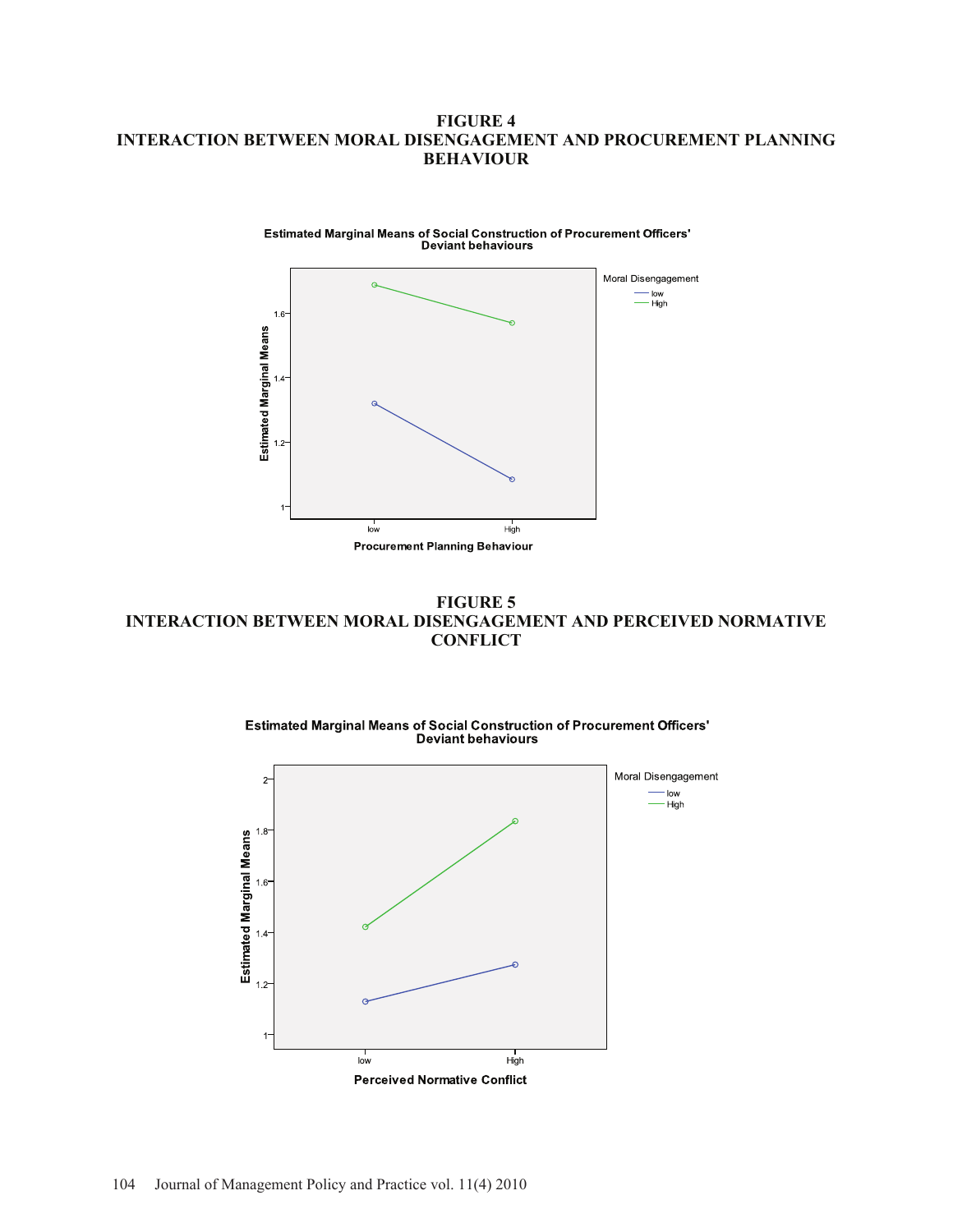**FIGURE 4**
**INTERACTION BETWEEN MORAL DISENGAGEMENT AND PROCUREMENT PLANNING BEHAVIOUR**

**FIGURE 5**
**INTERACTION BETWEEN MORAL DISENGAGEMENT AND PERCEIVED NORMATIVE CONFLICT**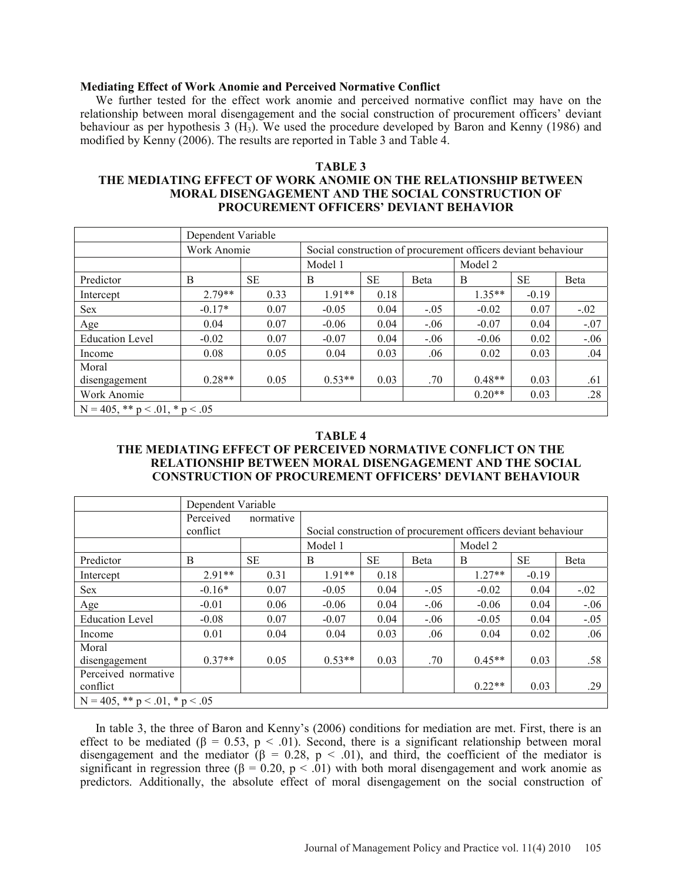**Mediating Effect of Work Anomie and Perceived Normative Conflict**

We further tested for the effect work anomie and perceived normative conflict may have on the relationship between moral disengagement and the social construction of procurement officers' deviant behaviour as per hypothesis 3 ($H_3$). We used the procedure developed by Baron and Kenny (1986) and modified by Kenny (2006). The results are reported in Table 3 and Table 4.

**TABLE 3**
**THE MEDIATING EFFECT OF WORK ANOMIE ON THE RELATIONSHIP BETWEEN MORAL DISENGAGEMENT AND THE SOCIAL CONSTRUCTION OF PROCUREMENT OFFICERS' DEVIANT BEHAVIOR**

| | Dependent Variable | | | | | | | |
|---|---|---|---|---|---|---|---|---|
| | Work Anomie | | Social construction of procurement officers deviant behaviour | | | | | |
| | | | Model 1 | | | Model 2 | | |
| Predictor | B | SE | B | SE | Beta | B | SE | Beta |
| Intercept | 2.79** | 0.33 | 1.91** | 0.18 | | 1.35** | -0.19 | |
| Sex | -0.17* | 0.07 | -0.05 | 0.04 | -.05 | -0.02 | 0.07 | -.02 |
| Age | 0.04 | 0.07 | -0.06 | 0.04 | -.06 | -0.07 | 0.04 | -.07 |
| Education Level | -0.02 | 0.07 | -0.07 | 0.04 | -.06 | -0.06 | 0.02 | -.06 |
| Income | 0.08 | 0.05 | 0.04 | 0.03 | .06 | 0.02 | 0.03 | .04 |
| Moral disengagement | 0.28** | 0.05 | 0.53** | 0.03 | .70 | 0.48** | 0.03 | .61 |
| Work Anomie | | | | | | 0.20** | 0.03 | .28 |
| N = 405, ** p < .01, * p < .05 | | | | | | | | |

**TABLE 4**
**THE MEDIATING EFFECT OF PERCEIVED NORMATIVE CONFLICT ON THE RELATIONSHIP BETWEEN MORAL DISENGAGEMENT AND THE SOCIAL CONSTRUCTION OF PROCUREMENT OFFICERS' DEVIANT BEHAVIOUR**

| | Dependent Variable | | | | | | | |
|---|---|---|---|---|---|---|---|---|
| | Perceived normative conflict | | Social construction of procurement officers deviant behaviour | | | | | |
| | | | Model 1 | | | Model 2 | | |
| Predictor | B | SE | B | SE | Beta | B | SE | Beta |
| Intercept | 2.91** | 0.31 | 1.91** | 0.18 | | 1.27** | -0.19 | |
| Sex | -0.16* | 0.07 | -0.05 | 0.04 | -.05 | -0.02 | 0.04 | -.02 |
| Age | -0.01 | 0.06 | -0.06 | 0.04 | -.06 | -0.06 | 0.04 | -.06 |
| Education Level | -0.08 | 0.07 | -0.07 | 0.04 | -.06 | -0.05 | 0.04 | -.05 |
| Income | 0.01 | 0.04 | 0.04 | 0.03 | .06 | 0.04 | 0.02 | .06 |
| Moral disengagement | 0.37** | 0.05 | 0.53** | 0.03 | .70 | 0.45** | 0.03 | .58 |
| Perceived normative conflict | | | | | | 0.22** | 0.03 | .29 |
| N = 405, ** p < .01, * p < .05 | | | | | | | | |

In table 3, the three of Baron and Kenny's (2006) conditions for mediation are met. First, there is an effect to be mediated ($\beta = 0.53$, $p < .01$). Second, there is a significant relationship between moral disengagement and the mediator ($\beta = 0.28$, $p < .01$), and third, the coefficient of the mediator is significant in regression three ($\beta = 0.20$, $p < .01$) with both moral disengagement and work anomie as predictors. Additionally, the absolute effect of moral disengagement on the social construction of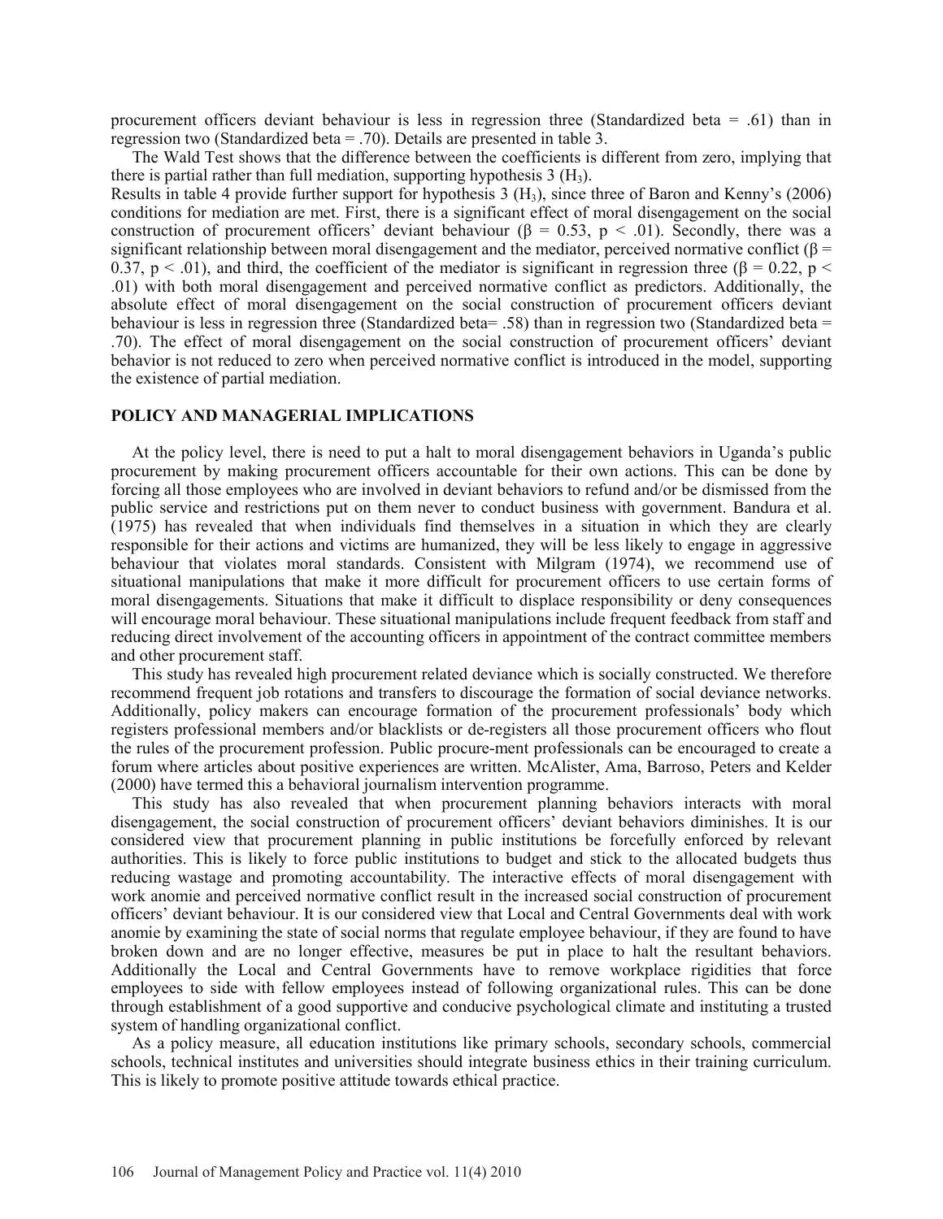procurement officers deviant behaviour is less in regression three (Standardized beta = .61) than in regression two (Standardized beta = .70). Details are presented in table 3.

The Wald Test shows that the difference between the coefficients is different from zero, implying that there is partial rather than full mediation, supporting hypothesis 3 ($H_3$).

Results in table 4 provide further support for hypothesis 3 ($H_3$), since three of Baron and Kenny's (2006) conditions for mediation are met. First, there is a significant effect of moral disengagement on the social construction of procurement officers' deviant behaviour ($\beta = 0.53$, $p < .01$). Secondly, there was a significant relationship between moral disengagement and the mediator, perceived normative conflict ($\beta = 0.37$, $p < .01$), and third, the coefficient of the mediator is significant in regression three ($\beta = 0.22$, $p < .01$) with both moral disengagement and perceived normative conflict as predictors. Additionally, the absolute effect of moral disengagement on the social construction of procurement officers deviant behaviour is less in regression three (Standardized beta= .58) than in regression two (Standardized beta = .70). The effect of moral disengagement on the social construction of procurement officers' deviant behavior is not reduced to zero when perceived normative conflict is introduced in the model, supporting the existence of partial mediation.

## POLICY AND MANAGERIAL IMPLICATIONS

At the policy level, there is need to put a halt to moral disengagement behaviors in Uganda's public procurement by making procurement officers accountable for their own actions. This can be done by forcing all those employees who are involved in deviant behaviors to refund and/or be dismissed from the public service and restrictions put on them never to conduct business with government. Bandura et al. (1975) has revealed that when individuals find themselves in a situation in which they are clearly responsible for their actions and victims are humanized, they will be less likely to engage in aggressive behaviour that violates moral standards. Consistent with Milgram (1974), we recommend use of situational manipulations that make it more difficult for procurement officers to use certain forms of moral disengagements. Situations that make it difficult to displace responsibility or deny consequences will encourage moral behaviour. These situational manipulations include frequent feedback from staff and reducing direct involvement of the accounting officers in appointment of the contract committee members and other procurement staff.

This study has revealed high procurement related deviance which is socially constructed. We therefore recommend frequent job rotations and transfers to discourage the formation of social deviance networks. Additionally, policy makers can encourage formation of the procurement professionals' body which registers professional members and/or blacklists or de-registers all those procurement officers who flout the rules of the procurement profession. Public procure-ment professionals can be encouraged to create a forum where articles about positive experiences are written. McAlister, Ama, Barroso, Peters and Kelder (2000) have termed this a behavioral journalism intervention programme.

This study has also revealed that when procurement planning behaviors interacts with moral disengagement, the social construction of procurement officers' deviant behaviors diminishes. It is our considered view that procurement planning in public institutions be forcefully enforced by relevant authorities. This is likely to force public institutions to budget and stick to the allocated budgets thus reducing wastage and promoting accountability. The interactive effects of moral disengagement with work anomie and perceived normative conflict result in the increased social construction of procurement officers' deviant behaviour. It is our considered view that Local and Central Governments deal with work anomie by examining the state of social norms that regulate employee behaviour, if they are found to have broken down and are no longer effective, measures be put in place to halt the resultant behaviors. Additionally the Local and Central Governments have to remove workplace rigidities that force employees to side with fellow employees instead of following organizational rules. This can be done through establishment of a good supportive and conducive psychological climate and instituting a trusted system of handling organizational conflict.

As a policy measure, all education institutions like primary schools, secondary schools, commercial schools, technical institutes and universities should integrate business ethics in their training curriculum. This is likely to promote positive attitude towards ethical practice.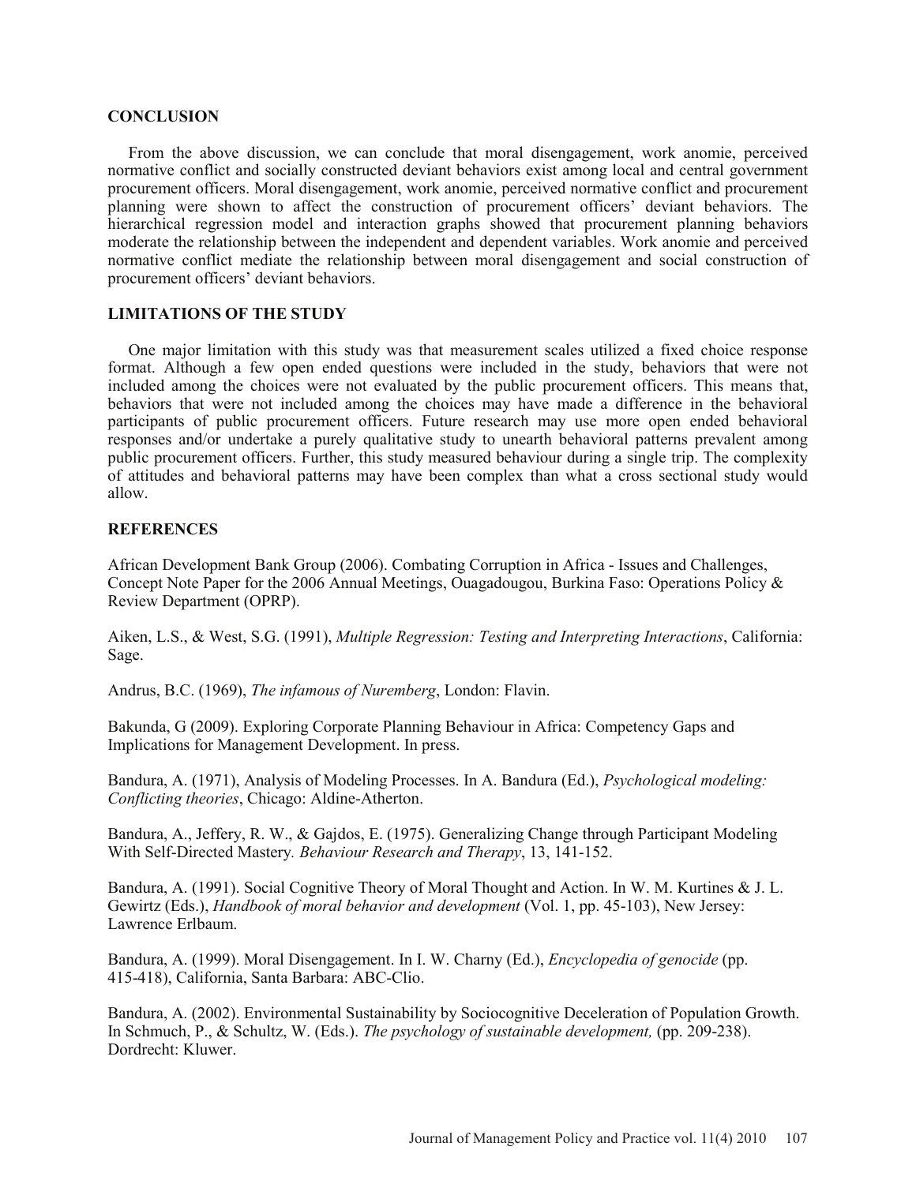## CONCLUSION

From the above discussion, we can conclude that moral disengagement, work anomie, perceived normative conflict and socially constructed deviant behaviors exist among local and central government procurement officers. Moral disengagement, work anomie, perceived normative conflict and procurement planning were shown to affect the construction of procurement officers' deviant behaviors. The hierarchical regression model and interaction graphs showed that procurement planning behaviors moderate the relationship between the independent and dependent variables. Work anomie and perceived normative conflict mediate the relationship between moral disengagement and social construction of procurement officers' deviant behaviors.

## LIMITATIONS OF THE STUDY

One major limitation with this study was that measurement scales utilized a fixed choice response format. Although a few open ended questions were included in the study, behaviors that were not included among the choices were not evaluated by the public procurement officers. This means that, behaviors that were not included among the choices may have made a difference in the behavioral participants of public procurement officers. Future research may use more open ended behavioral responses and/or undertake a purely qualitative study to unearth behavioral patterns prevalent among public procurement officers. Further, this study measured behaviour during a single trip. The complexity of attitudes and behavioral patterns may have been complex than what a cross sectional study would allow.

## REFERENCES

African Development Bank Group (2006). Combating Corruption in Africa - Issues and Challenges, Concept Note Paper for the 2006 Annual Meetings, Ouagadougou, Burkina Faso: Operations Policy & Review Department (OPRP).

Aiken, L.S., & West, S.G. (1991), *Multiple Regression: Testing and Interpreting Interactions*, California: Sage.

Andrus, B.C. (1969), *The infamous of Nuremberg*, London: Flavin.

Bakunda, G (2009). Exploring Corporate Planning Behaviour in Africa: Competency Gaps and Implications for Management Development. In press.

Bandura, A. (1971), Analysis of Modeling Processes. In A. Bandura (Ed.), *Psychological modeling: Conflicting theories*, Chicago: Aldine-Atherton.

Bandura, A., Jeffery, R. W., & Gajdos, E. (1975). Generalizing Change through Participant Modeling With Self-Directed Mastery. *Behaviour Research and Therapy*, 13, 141-152.

Bandura, A. (1991). Social Cognitive Theory of Moral Thought and Action. In W. M. Kurtines & J. L. Gewirtz (Eds.), *Handbook of moral behavior and development* (Vol. 1, pp. 45-103), New Jersey: Lawrence Erlbaum.

Bandura, A. (1999). Moral Disengagement. In I. W. Charny (Ed.), *Encyclopedia of genocide* (pp. 415-418), California, Santa Barbara: ABC-Clio.

Bandura, A. (2002). Environmental Sustainability by Sociocognitive Deceleration of Population Growth. In Schmuch, P., & Schultz, W. (Eds.). *The psychology of sustainable development,* (pp. 209-238). Dordrecht: Kluwer.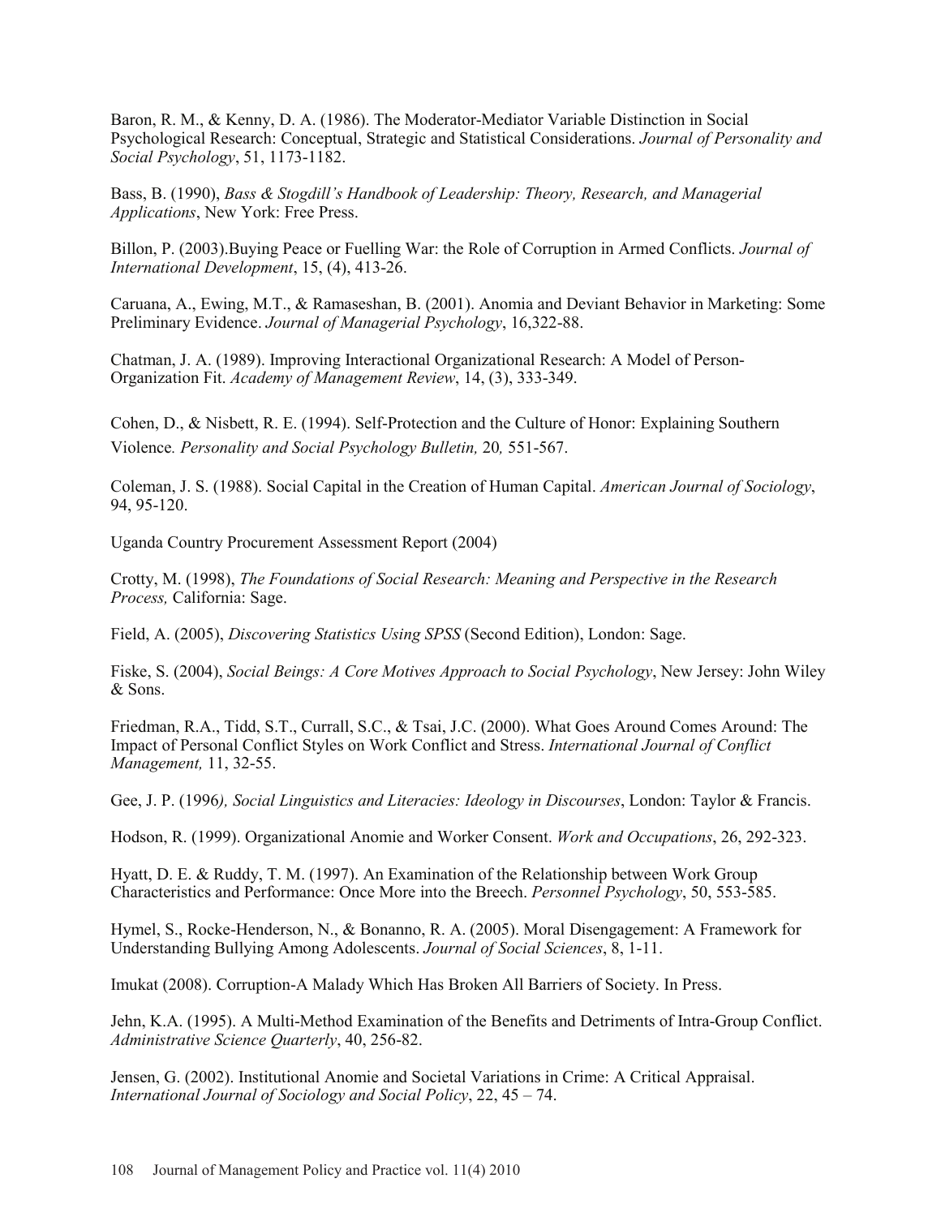Baron, R. M., & Kenny, D. A. (1986). The Moderator-Mediator Variable Distinction in Social Psychological Research: Conceptual, Strategic and Statistical Considerations. *Journal of Personality and Social Psychology*, 51, 1173-1182.

Bass, B. (1990), *Bass & Stogdill's Handbook of Leadership: Theory, Research, and Managerial Applications*, New York: Free Press.

Billon, P. (2003).Buying Peace or Fuelling War: the Role of Corruption in Armed Conflicts. *Journal of International Development*, 15, (4), 413-26.

Caruana, A., Ewing, M.T., & Ramaseshan, B. (2001). Anomia and Deviant Behavior in Marketing: Some Preliminary Evidence. *Journal of Managerial Psychology*, 16,322-88.

Chatman, J. A. (1989). Improving Interactional Organizational Research: A Model of Person-Organization Fit. *Academy of Management Review*, 14, (3), 333-349.

Cohen, D., & Nisbett, R. E. (1994). Self-Protection and the Culture of Honor: Explaining Southern Violence. *Personality and Social Psychology Bulletin,* 20*,* 551-567.

Coleman, J. S. (1988). Social Capital in the Creation of Human Capital. *American Journal of Sociology*, 94, 95-120.

Uganda Country Procurement Assessment Report (2004)

Crotty, M. (1998), *The Foundations of Social Research: Meaning and Perspective in the Research Process,* California: Sage.

Field, A. (2005), *Discovering Statistics Using SPSS* (Second Edition), London: Sage.

Fiske, S. (2004), *Social Beings: A Core Motives Approach to Social Psychology*, New Jersey: John Wiley & Sons.

Friedman, R.A., Tidd, S.T., Currall, S.C., & Tsai, J.C. (2000). What Goes Around Comes Around: The Impact of Personal Conflict Styles on Work Conflict and Stress. *International Journal of Conflict Management,* 11, 32-55.

Gee, J. P. (1996*), Social Linguistics and Literacies: Ideology in Discourses*, London: Taylor & Francis.

Hodson, R. (1999). Organizational Anomie and Worker Consent. *Work and Occupations*, 26, 292-323.

Hyatt, D. E. & Ruddy, T. M. (1997). An Examination of the Relationship between Work Group Characteristics and Performance: Once More into the Breech. *Personnel Psychology*, 50, 553-585.

Hymel, S., Rocke-Henderson, N., & Bonanno, R. A. (2005). Moral Disengagement: A Framework for Understanding Bullying Among Adolescents. *Journal of Social Sciences*, 8, 1-11.

Imukat (2008). Corruption-A Malady Which Has Broken All Barriers of Society. In Press.

Jehn, K.A. (1995). A Multi-Method Examination of the Benefits and Detriments of Intra-Group Conflict. *Administrative Science Quarterly*, 40, 256-82.

Jensen, G. (2002). Institutional Anomie and Societal Variations in Crime: A Critical Appraisal. *International Journal of Sociology and Social Policy*, 22, 45 – 74.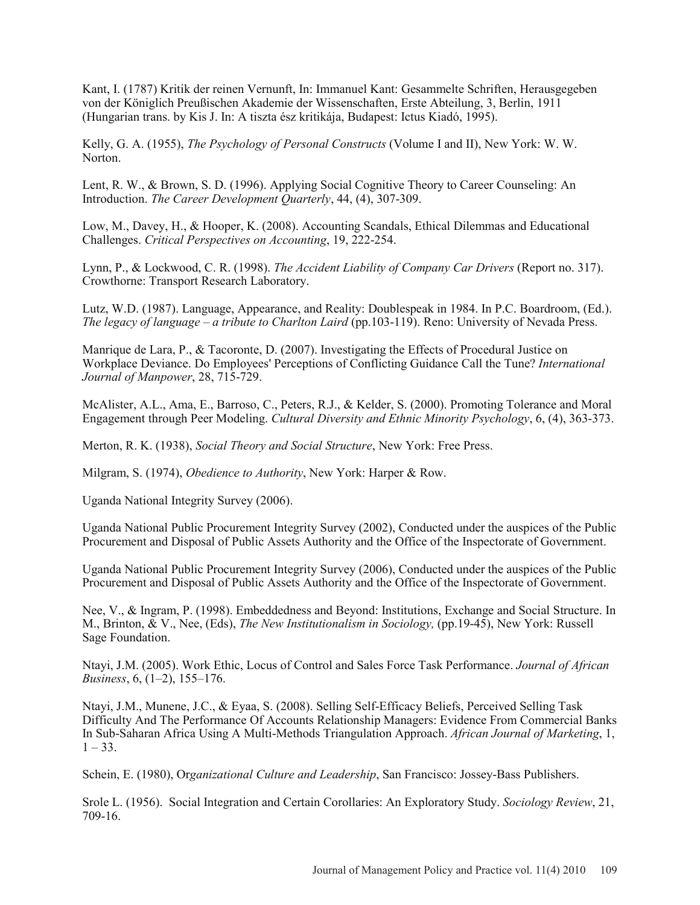Kant, I. (1787) Kritik der reinen Vernunft, In: Immanuel Kant: Gesammelte Schriften, Herausgegeben von der Königlich Preußischen Akademie der Wissenschaften, Erste Abteilung, 3, Berlin, 1911 (Hungarian trans. by Kis J. In: A tiszta ész kritikája, Budapest: Ictus Kiadó, 1995).

Kelly, G. A. (1955), *The Psychology of Personal Constructs* (Volume I and II), New York: W. W. Norton.

Lent, R. W., & Brown, S. D. (1996). Applying Social Cognitive Theory to Career Counseling: An Introduction. *The Career Development Quarterly*, 44, (4), 307-309.

Low, M., Davey, H., & Hooper, K. (2008). Accounting Scandals, Ethical Dilemmas and Educational Challenges. *Critical Perspectives on Accounting*, 19, 222-254.

Lynn, P., & Lockwood, C. R. (1998). *The Accident Liability of Company Car Drivers* (Report no. 317). Crowthorne: Transport Research Laboratory.

Lutz, W.D. (1987). Language, Appearance, and Reality: Doublespeak in 1984. In P.C. Boardroom, (Ed.). *The legacy of language – a tribute to Charlton Laird* (pp.103-119). Reno: University of Nevada Press.

Manrique de Lara, P., & Tacoronte, D. (2007). Investigating the Effects of Procedural Justice on Workplace Deviance. Do Employees' Perceptions of Conflicting Guidance Call the Tune? *International Journal of Manpower*, 28, 715-729.

McAlister, A.L., Ama, E., Barroso, C., Peters, R.J., & Kelder, S. (2000). Promoting Tolerance and Moral Engagement through Peer Modeling. *Cultural Diversity and Ethnic Minority Psychology*, 6, (4), 363-373.

Merton, R. K. (1938), *Social Theory and Social Structure*, New York: Free Press.

Milgram, S. (1974), *Obedience to Authority*, New York: Harper & Row.

Uganda National Integrity Survey (2006).

Uganda National Public Procurement Integrity Survey (2002), Conducted under the auspices of the Public Procurement and Disposal of Public Assets Authority and the Office of the Inspectorate of Government.

Uganda National Public Procurement Integrity Survey (2006), Conducted under the auspices of the Public Procurement and Disposal of Public Assets Authority and the Office of the Inspectorate of Government.

Nee, V., & Ingram, P. (1998). Embeddedness and Beyond: Institutions, Exchange and Social Structure. In M., Brinton, & V., Nee, (Eds), *The New Institutionalism in Sociology,* (pp.19-45), New York: Russell Sage Foundation.

Ntayi, J.M. (2005). Work Ethic, Locus of Control and Sales Force Task Performance. *Journal of African Business*, 6, (1–2), 155–176.

Ntayi, J.M., Munene, J.C., & Eyaa, S. (2008). Selling Self-Efficacy Beliefs, Perceived Selling Task Difficulty And The Performance Of Accounts Relationship Managers: Evidence From Commercial Banks In Sub-Saharan Africa Using A Multi-Methods Triangulation Approach. *African Journal of Marketing*, 1, 1 – 33.

Schein, E. (1980), Or*ganizational Culture and Leadership*, San Francisco: Jossey-Bass Publishers.

Srole L. (1956). Social Integration and Certain Corollaries: An Exploratory Study. *Sociology Review*, 21, 709-16.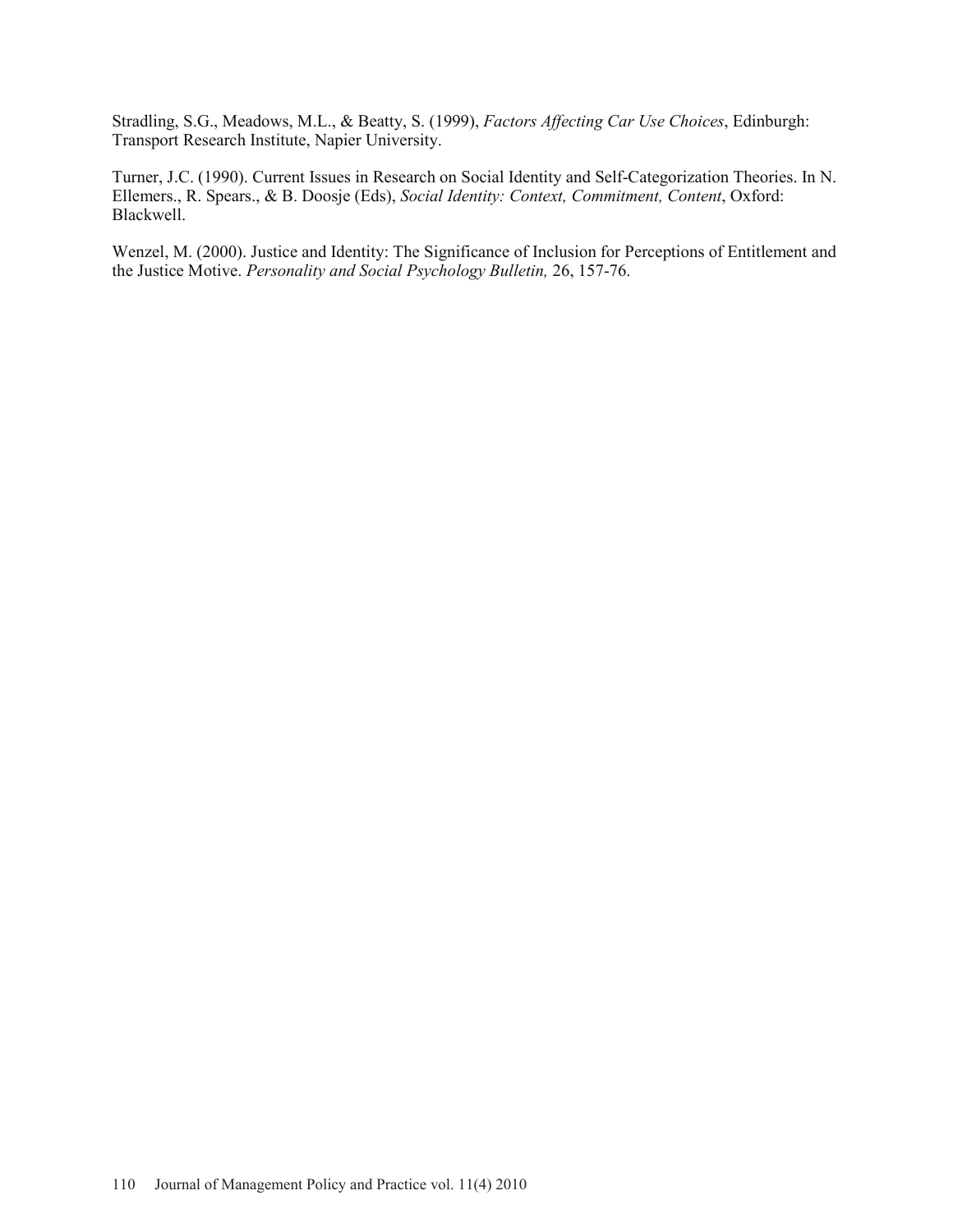Stradling, S.G., Meadows, M.L., & Beatty, S. (1999), *Factors Affecting Car Use Choices*, Edinburgh: Transport Research Institute, Napier University.

Turner, J.C. (1990). Current Issues in Research on Social Identity and Self-Categorization Theories. In N. Ellemers., R. Spears., & B. Doosje (Eds), *Social Identity: Context, Commitment, Content*, Oxford: Blackwell.

Wenzel, M. (2000). Justice and Identity: The Significance of Inclusion for Perceptions of Entitlement and the Justice Motive. *Personality and Social Psychology Bulletin,* 26, 157-76.